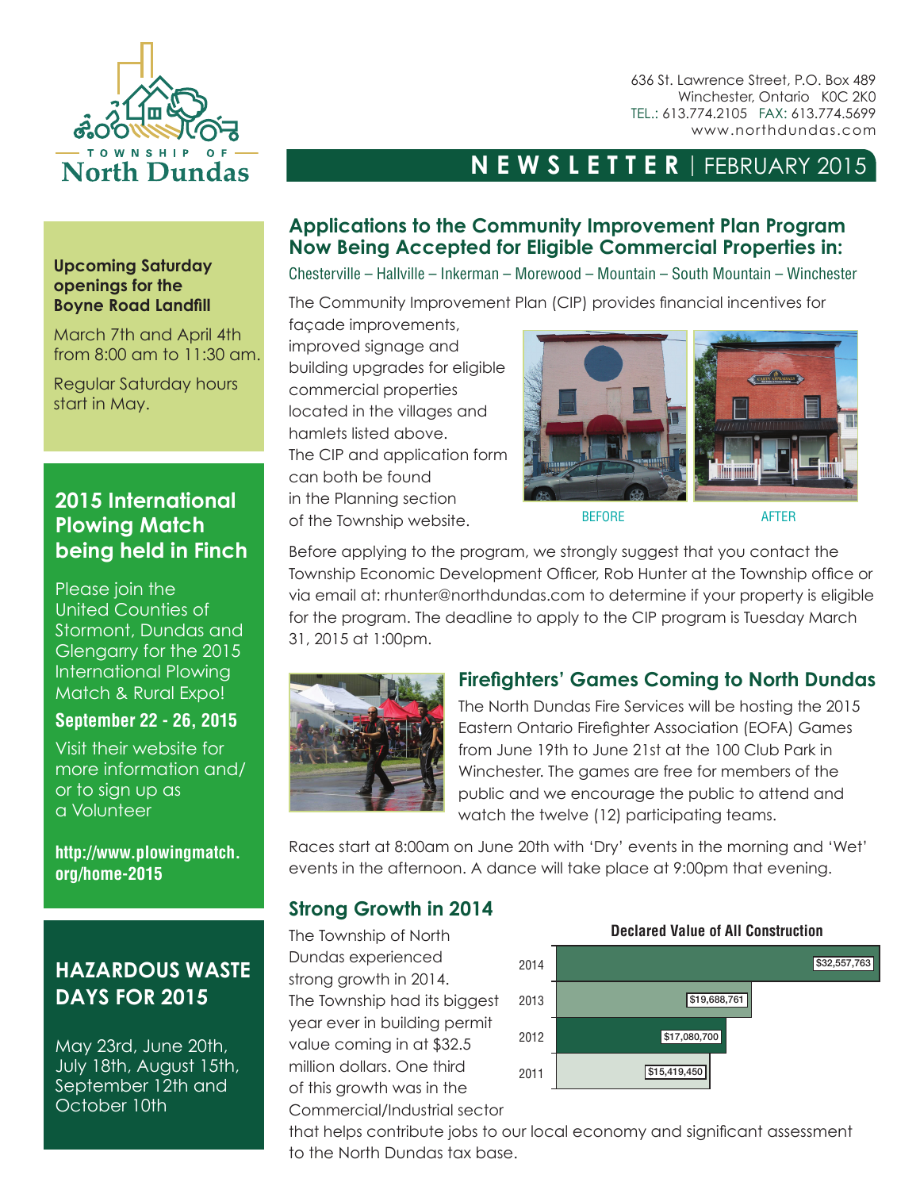Township of North Dundas

636 St. Lawrence Street, P.O. Box 489
Winchester, Ontario K0C 2K0
TEL.: 613.774.2105 FAX: 613.774.5699
www.northdundas.com

# NEWSLETTER | FEBRUARY 2015

## Applications to the Community Improvement Plan Program Now Being Accepted for Eligible Commercial Properties in:

Chesterville – Hallville – Inkerman – Morewood – Mountain – South Mountain – Winchester

The Community Improvement Plan (CIP) provides financial incentives for façade improvements, improved signage and building upgrades for eligible commercial properties located in the villages and hamlets listed above. The CIP and application form can both be found in the Planning section of the Township website.

BEFORE AFTER

Before applying to the program, we strongly suggest that you contact the Township Economic Development Officer, Rob Hunter at the Township office or via email at: rhunter@northdundas.com to determine if your property is eligible for the program. The deadline to apply to the CIP program is Tuesday March 31, 2015 at 1:00pm.

## Firefighters' Games Coming to North Dundas

The North Dundas Fire Services will be hosting the 2015 Eastern Ontario Firefighter Association (EOFA) Games from June 19th to June 21st at the 100 Club Park in Winchester. The games are free for members of the public and we encourage the public to attend and watch the twelve (12) participating teams.

Races start at 8:00am on June 20th with 'Dry' events in the morning and 'Wet' events in the afternoon. A dance will take place at 9:00pm that evening.

## Strong Growth in 2014

The Township of North Dundas experienced strong growth in 2014. The Township had its biggest year ever in building permit value coming in at $32.5 million dollars. One third of this growth was in the Commercial/Industrial sector that helps contribute jobs to our local economy and significant assessment to the North Dundas tax base.

**Declared Value of All Construction**

| Year | Value |
|---|---|
| 2014 | $32,557,763 |
| 2013 | $19,688,761 |
| 2012 | $17,080,700 |
| 2011 | $15,419,450 |

---

**Upcoming Saturday openings for the Boyne Road Landfill**

March 7th and April 4th from 8:00 am to 11:30 am.

Regular Saturday hours start in May.

## 2015 International Plowing Match being held in Finch

Please join the United Counties of Stormont, Dundas and Glengarry for the 2015 International Plowing Match & Rural Expo!

**September 22 - 26, 2015**

Visit their website for more information and/or to sign up as a Volunteer

**http://www.plowingmatch.org/home-2015**

## HAZARDOUS WASTE DAYS FOR 2015

May 23rd, June 20th, July 18th, August 15th, September 12th and October 10th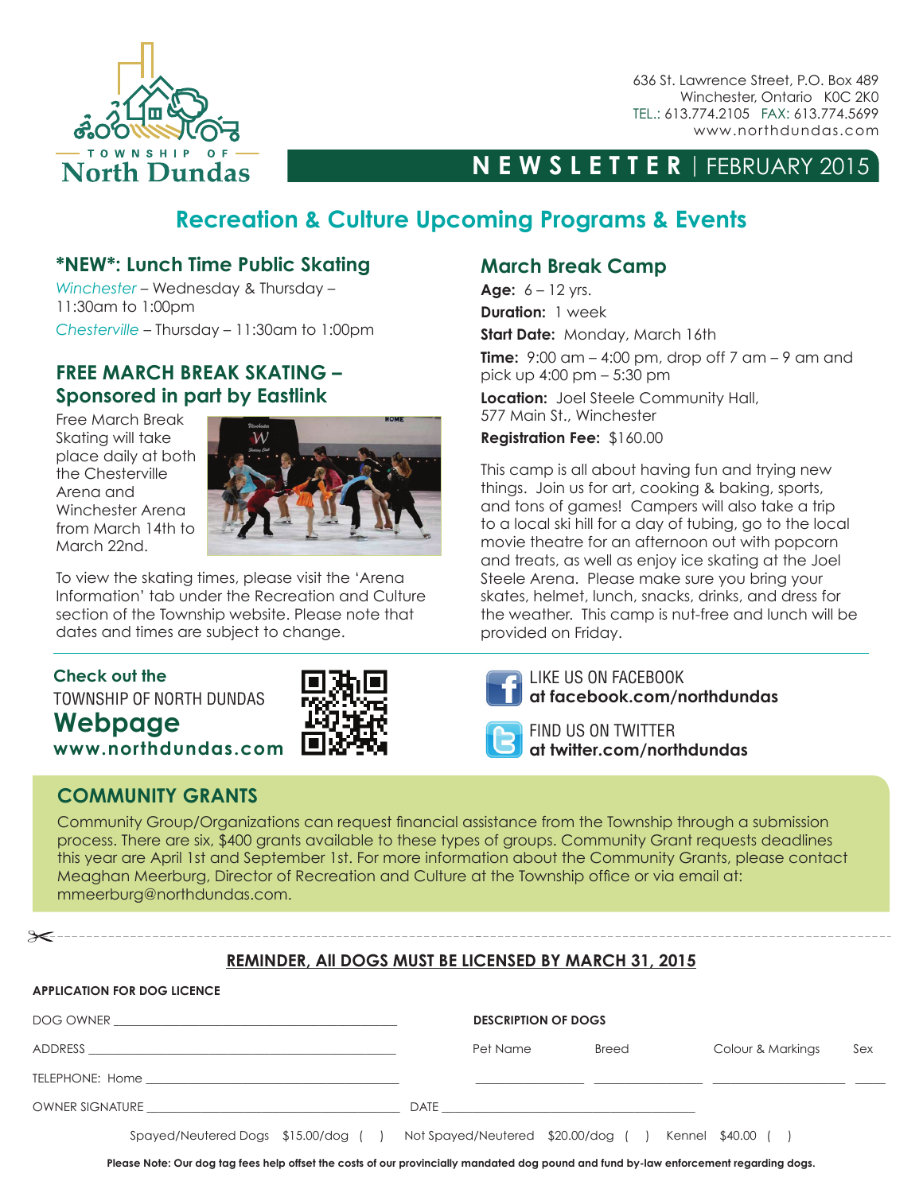636 St. Lawrence Street, P.O. Box 489
Winchester, Ontario K0C 2K0
TEL.: 613.774.2105 FAX: 613.774.5699
www.northdundas.com

TOWNSHIP OF North Dundas

# NEWSLETTER | FEBRUARY 2015

## Recreation & Culture Upcoming Programs & Events

### *NEW*: Lunch Time Public Skating

*Winchester* – Wednesday & Thursday – 11:30am to 1:00pm

*Chesterville* – Thursday – 11:30am to 1:00pm

### FREE MARCH BREAK SKATING – Sponsored in part by Eastlink

Free March Break Skating will take place daily at both the Chesterville Arena and Winchester Arena from March 14th to March 22nd.

To view the skating times, please visit the 'Arena Information' tab under the Recreation and Culture section of the Township website. Please note that dates and times are subject to change.

### March Break Camp

**Age:** 6 – 12 yrs.

**Duration:** 1 week

**Start Date:** Monday, March 16th

**Time:** 9:00 am – 4:00 pm, drop off 7 am – 9 am and pick up 4:00 pm – 5:30 pm

**Location:** Joel Steele Community Hall, 577 Main St., Winchester

**Registration Fee:** $160.00

This camp is all about having fun and trying new things. Join us for art, cooking & baking, sports, and tons of games! Campers will also take a trip to a local ski hill for a day of tubing, go to the local movie theatre for an afternoon out with popcorn and treats, as well as enjoy ice skating at the Joel Steele Arena. Please make sure you bring your skates, helmet, lunch, snacks, drinks, and dress for the weather. This camp is nut-free and lunch will be provided on Friday.

**Check out the** TOWNSHIP OF NORTH DUNDAS **Webpage**
**www.northdundas.com**

LIKE US ON FACEBOOK
**at facebook.com/northdundas**

FIND US ON TWITTER
**at twitter.com/northdundas**

### COMMUNITY GRANTS

Community Group/Organizations can request financial assistance from the Township through a submission process. There are six, $400 grants available to these types of groups. Community Grant requests deadlines this year are April 1st and September 1st. For more information about the Community Grants, please contact Meaghan Meerburg, Director of Recreation and Culture at the Township office or via email at: mmeerburg@northdundas.com.

---

**REMINDER, All DOGS MUST BE LICENSED BY MARCH 31, 2015**

**APPLICATION FOR DOG LICENCE**

DOG OWNER ______________________________

ADDRESS ______________________________

TELEPHONE: Home ______________________________

OWNER SIGNATURE ______________________________ DATE ______________________________

**DESCRIPTION OF DOGS**

| Pet Name | Breed | Colour & Markings | Sex |
|---|---|---|---|
| | | | |

Spayed/Neutered Dogs $15.00/dog ( ) Not Spayed/Neutered $20.00/dog ( ) Kennel $40.00 ( )

**Please Note: Our dog tag fees help offset the costs of our provincially mandated dog pound and fund by-law enforcement regarding dogs.**